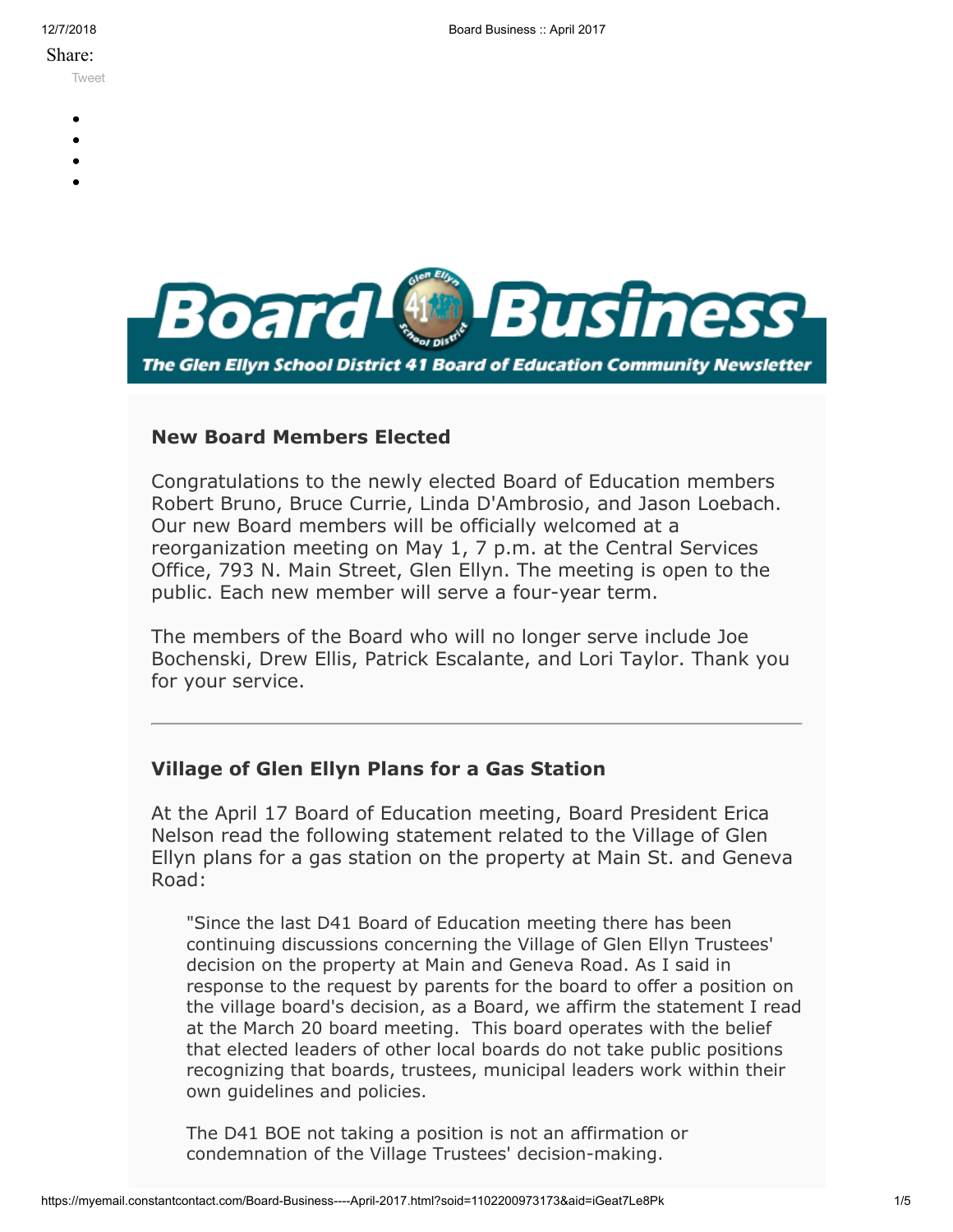Share:

Tweet

# Board Business

**The Glen Ellyn School District 41 Board of Education Community Newsletter**

## New Board Members Elected

Congratulations to the newly elected Board of Education members Robert Bruno, Bruce Currie, Linda D'Ambrosio, and Jason Loebach. Our new Board members will be officially welcomed at a reorganization meeting on May 1, 7 p.m. at the Central Services Office, 793 N. Main Street, Glen Ellyn. The meeting is open to the public. Each new member will serve a four-year term.

The members of the Board who will no longer serve include Joe Bochenski, Drew Ellis, Patrick Escalante, and Lori Taylor. Thank you for your service.

---

## Village of Glen Ellyn Plans for a Gas Station

At the April 17 Board of Education meeting, Board President Erica Nelson read the following statement related to the Village of Glen Ellyn plans for a gas station on the property at Main St. and Geneva Road:

> "Since the last D41 Board of Education meeting there has been continuing discussions concerning the Village of Glen Ellyn Trustees' decision on the property at Main and Geneva Road. As I said in response to the request by parents for the board to offer a position on the village board's decision, as a Board, we affirm the statement I read at the March 20 board meeting. This board operates with the belief that elected leaders of other local boards do not take public positions recognizing that boards, trustees, municipal leaders work within their own guidelines and policies.
>
> The D41 BOE not taking a position is not an affirmation or condemnation of the Village Trustees' decision-making.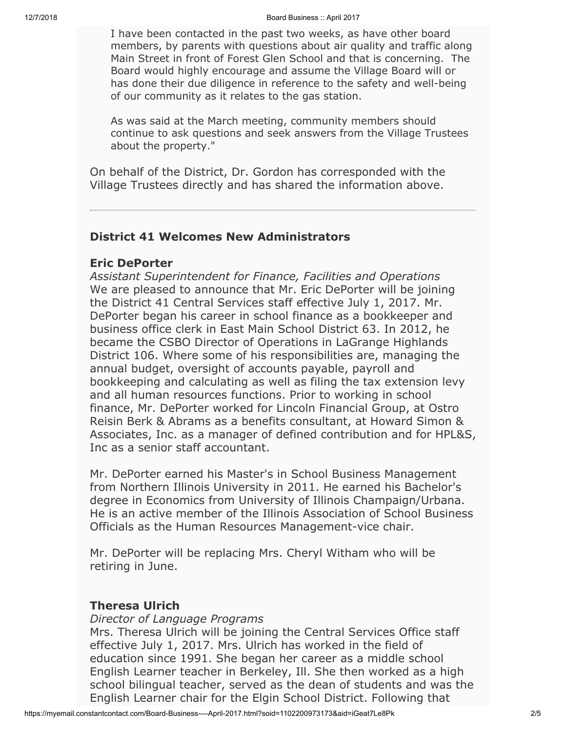I have been contacted in the past two weeks, as have other board members, by parents with questions about air quality and traffic along Main Street in front of Forest Glen School and that is concerning. The Board would highly encourage and assume the Village Board will or has done their due diligence in reference to the safety and well-being of our community as it relates to the gas station.

As was said at the March meeting, community members should continue to ask questions and seek answers from the Village Trustees about the property."

On behalf of the District, Dr. Gordon has corresponded with the Village Trustees directly and has shared the information above.

---

## District 41 Welcomes New Administrators

### Eric DePorter

*Assistant Superintendent for Finance, Facilities and Operations*

We are pleased to announce that Mr. Eric DePorter will be joining the District 41 Central Services staff effective July 1, 2017. Mr. DePorter began his career in school finance as a bookkeeper and business office clerk in East Main School District 63. In 2012, he became the CSBO Director of Operations in LaGrange Highlands District 106. Where some of his responsibilities are, managing the annual budget, oversight of accounts payable, payroll and bookkeeping and calculating as well as filing the tax extension levy and all human resources functions. Prior to working in school finance, Mr. DePorter worked for Lincoln Financial Group, at Ostro Reisin Berk & Abrams as a benefits consultant, at Howard Simon & Associates, Inc. as a manager of defined contribution and for HPL&S, Inc as a senior staff accountant.

Mr. DePorter earned his Master's in School Business Management from Northern Illinois University in 2011. He earned his Bachelor's degree in Economics from University of Illinois Champaign/Urbana. He is an active member of the Illinois Association of School Business Officials as the Human Resources Management-vice chair.

Mr. DePorter will be replacing Mrs. Cheryl Witham who will be retiring in June.

### Theresa Ulrich

*Director of Language Programs*

Mrs. Theresa Ulrich will be joining the Central Services Office staff effective July 1, 2017. Mrs. Ulrich has worked in the field of education since 1991. She began her career as a middle school English Learner teacher in Berkeley, Ill. She then worked as a high school bilingual teacher, served as the dean of students and was the English Learner chair for the Elgin School District. Following that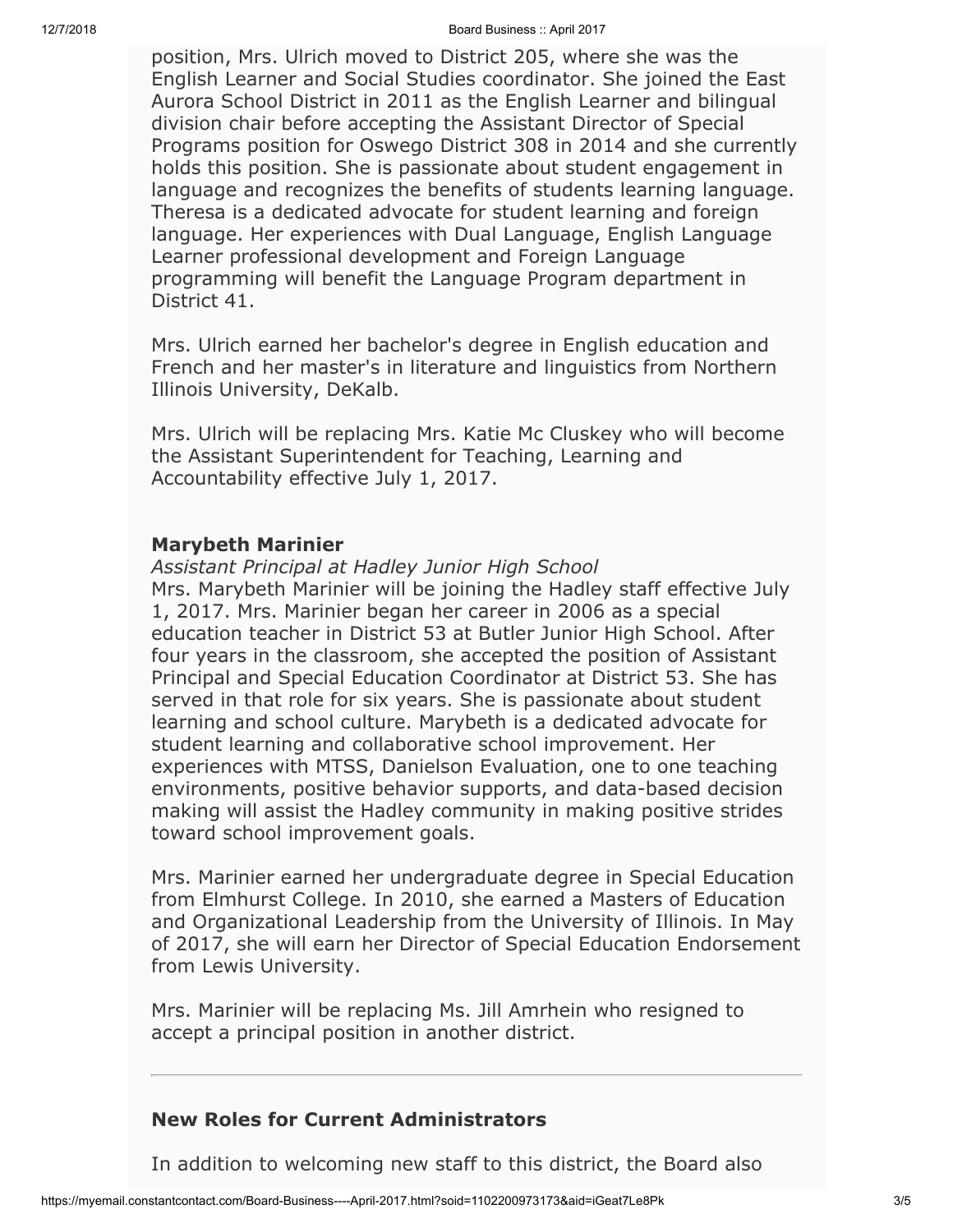position, Mrs. Ulrich moved to District 205, where she was the English Learner and Social Studies coordinator. She joined the East Aurora School District in 2011 as the English Learner and bilingual division chair before accepting the Assistant Director of Special Programs position for Oswego District 308 in 2014 and she currently holds this position. She is passionate about student engagement in language and recognizes the benefits of students learning language. Theresa is a dedicated advocate for student learning and foreign language. Her experiences with Dual Language, English Language Learner professional development and Foreign Language programming will benefit the Language Program department in District 41.

Mrs. Ulrich earned her bachelor's degree in English education and French and her master's in literature and linguistics from Northern Illinois University, DeKalb.

Mrs. Ulrich will be replacing Mrs. Katie Mc Cluskey who will become the Assistant Superintendent for Teaching, Learning and Accountability effective July 1, 2017.

**Marybeth Marinier**

*Assistant Principal at Hadley Junior High School*

Mrs. Marybeth Marinier will be joining the Hadley staff effective July 1, 2017. Mrs. Marinier began her career in 2006 as a special education teacher in District 53 at Butler Junior High School. After four years in the classroom, she accepted the position of Assistant Principal and Special Education Coordinator at District 53. She has served in that role for six years. She is passionate about student learning and school culture. Marybeth is a dedicated advocate for student learning and collaborative school improvement. Her experiences with MTSS, Danielson Evaluation, one to one teaching environments, positive behavior supports, and data-based decision making will assist the Hadley community in making positive strides toward school improvement goals.

Mrs. Marinier earned her undergraduate degree in Special Education from Elmhurst College. In 2010, she earned a Masters of Education and Organizational Leadership from the University of Illinois. In May of 2017, she will earn her Director of Special Education Endorsement from Lewis University.

Mrs. Marinier will be replacing Ms. Jill Amrhein who resigned to accept a principal position in another district.

---

## New Roles for Current Administrators

In addition to welcoming new staff to this district, the Board also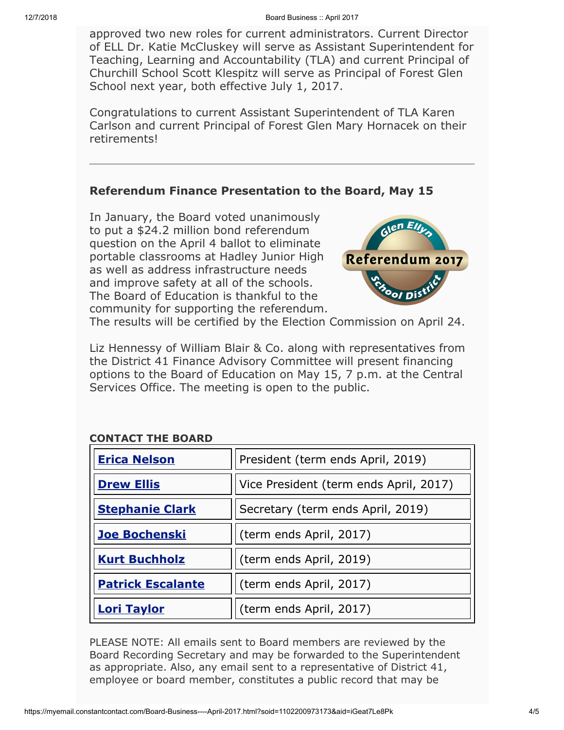approved two new roles for current administrators. Current Director of ELL Dr. Katie McCluskey will serve as Assistant Superintendent for Teaching, Learning and Accountability (TLA) and current Principal of Churchill School Scott Klespitz will serve as Principal of Forest Glen School next year, both effective July 1, 2017.

Congratulations to current Assistant Superintendent of TLA Karen Carlson and current Principal of Forest Glen Mary Hornacek on their retirements!

---

### Referendum Finance Presentation to the Board, May 15

In January, the Board voted unanimously to put a $24.2 million bond referendum question on the April 4 ballot to eliminate portable classrooms at Hadley Junior High as well as address infrastructure needs and improve safety at all of the schools. The Board of Education is thankful to the community for supporting the referendum. The results will be certified by the Election Commission on April 24.

Liz Hennessy of William Blair & Co. along with representatives from the District 41 Finance Advisory Committee will present financing options to the Board of Education on May 15, 7 p.m. at the Central Services Office. The meeting is open to the public.

**CONTACT THE BOARD**

| | |
|---|---|
| **Erica Nelson** | President (term ends April, 2019) |
| **Drew Ellis** | Vice President (term ends April, 2017) |
| **Stephanie Clark** | Secretary (term ends April, 2019) |
| **Joe Bochenski** | (term ends April, 2017) |
| **Kurt Buchholz** | (term ends April, 2019) |
| **Patrick Escalante** | (term ends April, 2017) |
| **Lori Taylor** | (term ends April, 2017) |

PLEASE NOTE: All emails sent to Board members are reviewed by the Board Recording Secretary and may be forwarded to the Superintendent as appropriate. Also, any email sent to a representative of District 41, employee or board member, constitutes a public record that may be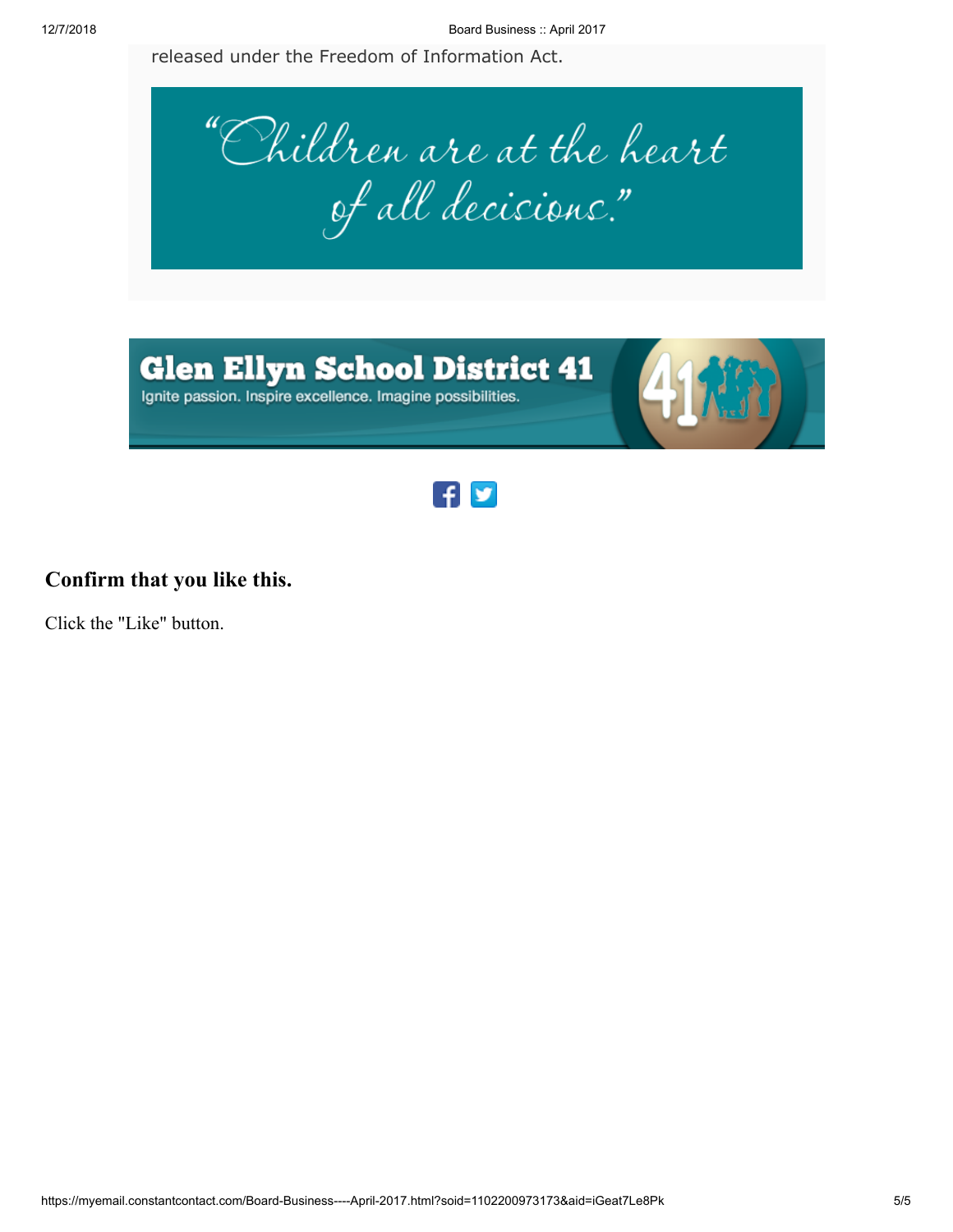released under the Freedom of Information Act.

"Children are at the heart of all decisions."

Glen Ellyn School District 41

Ignite passion. Inspire excellence. Imagine possibilities.

## Confirm that you like this.

Click the "Like" button.